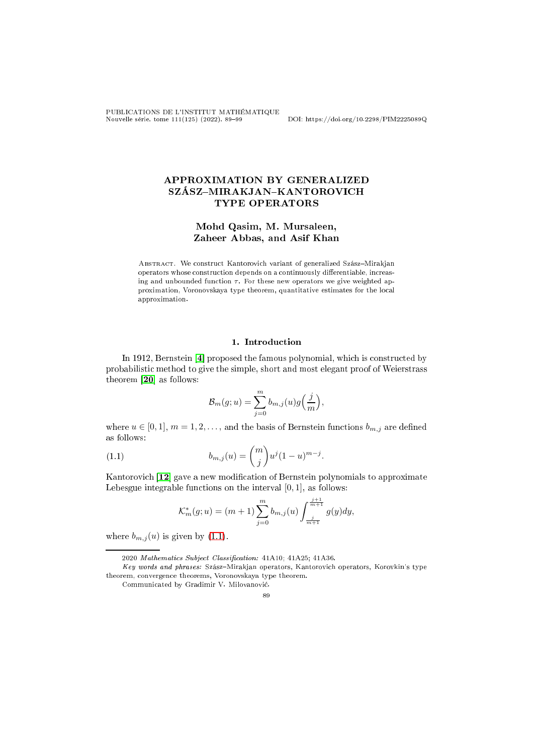# APPROXIMATION BY GENERALIZED SZÁSZ–MIRAKJAN–KANTOROVICH TYPE OPERATORS

**Mohd Qasim, M. Mursaleen, Zaheer Abbas, and Asif Khan**

Abstract. We construct Kantorovich variant of generalized Szász–Mirakjan operators whose construction depends on a continuously differentiable, increasing and unbounded function $\tau$. For these new operators we give weighted approximation, Voronovskaya type theorem, quantitative estimates for the local approximation.

## 1. Introduction

In 1912, Bernstein [4] proposed the famous polynomial, which is constructed by probabilistic method to give the simple, short and most elegant proof of Weierstrass theorem [20] as follows:

$$\mathcal{B}_m(g;u) = \sum_{j=0}^{m} b_{m,j}(u) g\Big(\frac{j}{m}\Big),$$

where $u \in [0,1]$, $m = 1, 2, \dots$, and the basis of Bernstein functions $b_{m,j}$ are defined as follows:

$$b_{m,j}(u) = \binom{m}{j} u^j (1-u)^{m-j}. \tag{1.1}$$

Kantorovich [12] gave a new modification of Bernstein polynomials to approximate Lebesgue integrable functions on the interval $[0,1]$, as follows:

$$\mathcal{K}^*_m(g;u) = (m+1) \sum_{j=0}^{m} b_{m,j}(u) \int_{\frac{j}{m+1}}^{\frac{j+1}{m+1}} g(y)dy,$$

where $b_{m,j}(u)$ is given by (1.1).

---

2020 *Mathematics Subject Classification:* 41A10; 41A25; 41A36.

*Key words and phrases:* Szász–Mirakjan operators, Kantorovich operators, Korovkin's type theorem, convergence theorems, Voronovskaya type theorem.

Communicated by Gradimir V. Milovanović.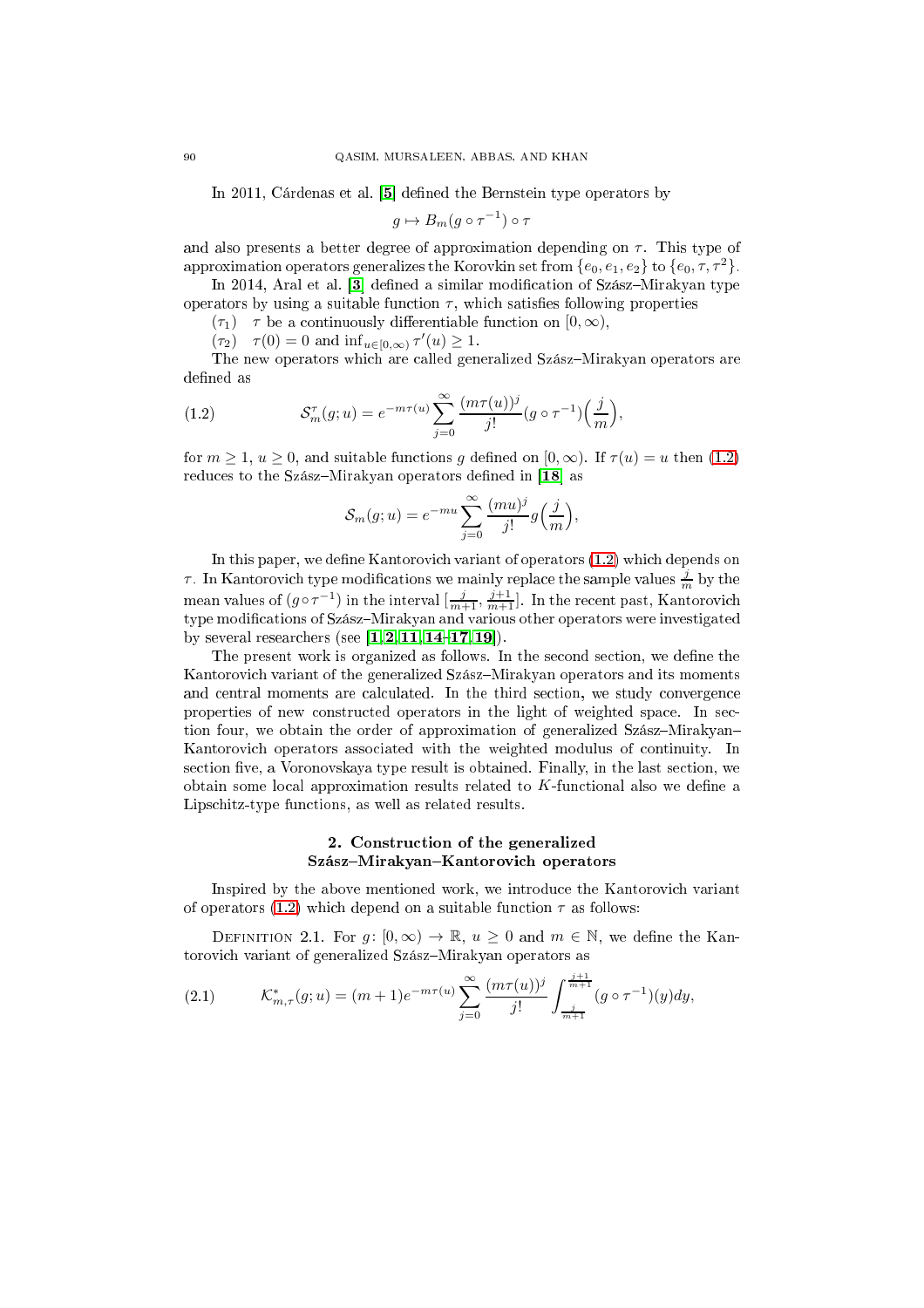In 2011, Cárdenas et al. [5] defined the Bernstein type operators by

$$g \mapsto B_m(g \circ \tau^{-1}) \circ \tau$$

and also presents a better degree of approximation depending on $\tau$. This type of approximation operators generalizes the Korovkin set from $\{e_0, e_1, e_2\}$ to $\{e_0, \tau, \tau^2\}$.

In 2014, Aral et al. [3] defined a similar modification of Szász–Mirakyan type operators by using a suitable function $\tau$, which satisfies following properties

$(\tau_1)$ $\tau$ be a continuously differentiable function on $[0, \infty)$,

$(\tau_2)$ $\tau(0) = 0$ and $\inf_{u \in [0,\infty)} \tau'(u) \geq 1$.

The new operators which are called generalized Szász–Mirakyan operators are defined as

$$\mathcal{S}_m^{\tau}(g; u) = e^{-m\tau(u)} \sum_{j=0}^{\infty} \frac{(m\tau(u))^j}{j!} (g \circ \tau^{-1})\Big(\frac{j}{m}\Big), \tag{1.2}$$

for $m \geq 1$, $u \geq 0$, and suitable functions $g$ defined on $[0, \infty)$. If $\tau(u) = u$ then (1.2) reduces to the Szász–Mirakyan operators defined in [18] as

$$\mathcal{S}_m(g; u) = e^{-mu} \sum_{j=0}^{\infty} \frac{(mu)^j}{j!} g\Big(\frac{j}{m}\Big),$$

In this paper, we define Kantorovich variant of operators (1.2) which depends on $\tau$. In Kantorovich type modifications we mainly replace the sample values $\frac{j}{m}$ by the mean values of $(g \circ \tau^{-1})$ in the interval $[\frac{j}{m+1}, \frac{j+1}{m+1}]$. In the recent past, Kantorovich type modifications of Szász–Mirakyan and various other operators were investigated by several researchers (see [1, 2, 11, 14–17, 19]).

The present work is organized as follows. In the second section, we define the Kantorovich variant of the generalized Szász–Mirakyan operators and its moments and central moments are calculated. In the third section, we study convergence properties of new constructed operators in the light of weighted space. In section four, we obtain the order of approximation of generalized Szász–Mirakyan–Kantorovich operators associated with the weighted modulus of continuity. In section five, a Voronovskaya type result is obtained. Finally, in the last section, we obtain some local approximation results related to $K$-functional also we define a Lipschitz-type functions, as well as related results.

## 2. Construction of the generalized Szász–Mirakyan–Kantorovich operators

Inspired by the above mentioned work, we introduce the Kantorovich variant of operators (1.2) which depend on a suitable function $\tau$ as follows:

Definition 2.1. For $g\colon [0, \infty) \to \mathbb{R}$, $u \geq 0$ and $m \in \mathbb{N}$, we define the Kantorovich variant of generalized Szász–Mirakyan operators as

$$\mathcal{K}_{m,\tau}^{*}(g; u) = (m+1)e^{-m\tau(u)} \sum_{j=0}^{\infty} \frac{(m\tau(u))^j}{j!} \int_{\frac{j}{m+1}}^{\frac{j+1}{m+1}} (g \circ \tau^{-1})(y)dy, \tag{2.1}$$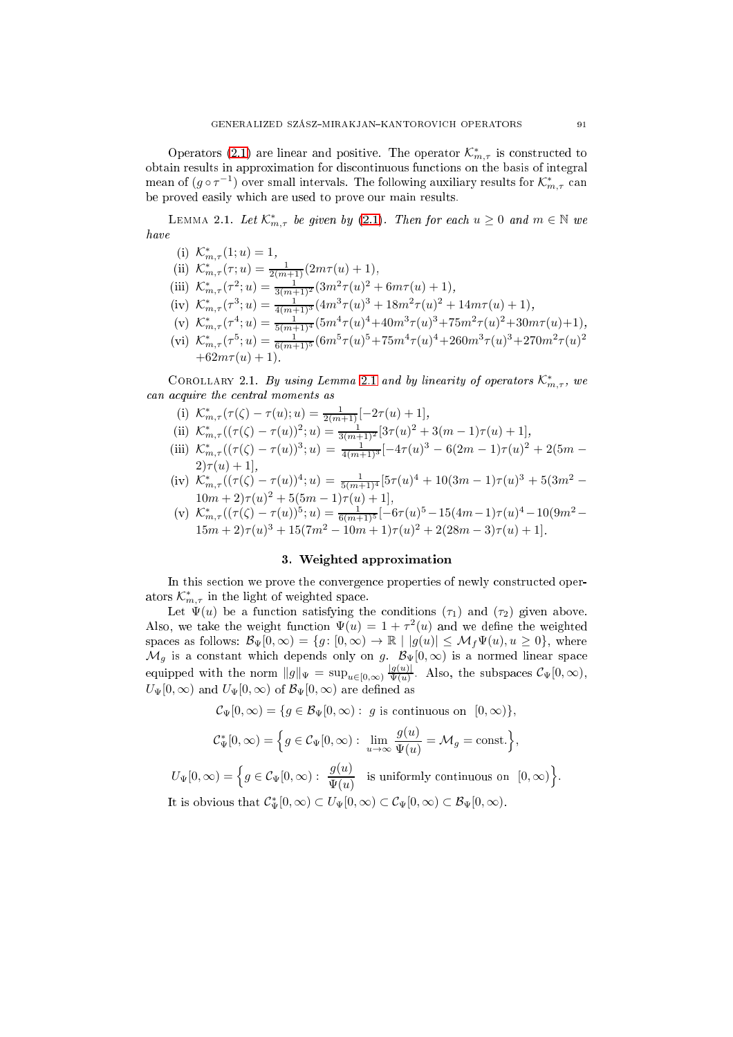Operators (2.1) are linear and positive. The operator $\mathcal{K}^*_{m,\tau}$ is constructed to obtain results in approximation for discontinuous functions on the basis of integral mean of $(g \circ \tau^{-1})$ over small intervals. The following auxiliary results for $\mathcal{K}^*_{m,\tau}$ can be proved easily which are used to prove our main results.

Lemma 2.1. *Let $\mathcal{K}^*_{m,\tau}$ be given by (2.1). Then for each $u \geq 0$ and $m \in \mathbb{N}$ we have*

(i) $\mathcal{K}^*_{m,\tau}(1; u) = 1$,

(ii) $\mathcal{K}^*_{m,\tau}(\tau; u) = \frac{1}{2(m+1)}(2m\tau(u) + 1)$,

(iii) $\mathcal{K}^*_{m,\tau}(\tau^2; u) = \frac{1}{3(m+1)^2}(3m^2\tau(u)^2 + 6m\tau(u) + 1)$,

(iv) $\mathcal{K}^*_{m,\tau}(\tau^3; u) = \frac{1}{4(m+1)^3}(4m^3\tau(u)^3 + 18m^2\tau(u)^2 + 14m\tau(u) + 1)$,

(v) $\mathcal{K}^*_{m,\tau}(\tau^4; u) = \frac{1}{5(m+1)^4}(5m^4\tau(u)^4 + 40m^3\tau(u)^3 + 75m^2\tau(u)^2 + 30m\tau(u) + 1)$,

(vi) $\mathcal{K}^*_{m,\tau}(\tau^5; u) = \frac{1}{6(m+1)^5}(6m^5\tau(u)^5 + 75m^4\tau(u)^4 + 260m^3\tau(u)^3 + 270m^2\tau(u)^2 + 62m\tau(u) + 1)$.

Corollary 2.1. *By using Lemma 2.1 and by linearity of operators $\mathcal{K}^*_{m,\tau}$, we can acquire the central moments as*

(i) $\mathcal{K}^*_{m,\tau}(\tau(\zeta) - \tau(u); u) = \frac{1}{2(m+1)}[-2\tau(u) + 1]$,

(ii) $\mathcal{K}^*_{m,\tau}((\tau(\zeta) - \tau(u))^2; u) = \frac{1}{3(m+1)^2}[3\tau(u)^2 + 3(m-1)\tau(u) + 1]$,

(iii) $\mathcal{K}^*_{m,\tau}((\tau(\zeta) - \tau(u))^3; u) = \frac{1}{4(m+1)^3}[-4\tau(u)^3 - 6(2m-1)\tau(u)^2 + 2(5m-2)\tau(u) + 1]$,

(iv) $\mathcal{K}^*_{m,\tau}((\tau(\zeta) - \tau(u))^4; u) = \frac{1}{5(m+1)^4}[5\tau(u)^4 + 10(3m-1)\tau(u)^3 + 5(3m^2 - 10m + 2)\tau(u)^2 + 5(5m-1)\tau(u) + 1]$,

(v) $\mathcal{K}^*_{m,\tau}((\tau(\zeta) - \tau(u))^5; u) = \frac{1}{6(m+1)^5}[-6\tau(u)^5 - 15(4m-1)\tau(u)^4 - 10(9m^2 - 15m + 2)\tau(u)^3 + 15(7m^2 - 10m + 1)\tau(u)^2 + 2(28m-3)\tau(u) + 1]$.

## 3. Weighted approximation

In this section we prove the convergence properties of newly constructed operators $\mathcal{K}^*_{m,\tau}$ in the light of weighted space.

Let $\Psi(u)$ be a function satisfying the conditions $(\tau_1)$ and $(\tau_2)$ given above. Also, we take the weight function $\Psi(u) = 1 + \tau^2(u)$ and we define the weighted spaces as follows: $\mathcal{B}_\Psi[0,\infty) = \{g\colon [0,\infty) \to \mathbb{R} \mid |g(u)| \leq \mathcal{M}_f \Psi(u), u \geq 0\}$, where $\mathcal{M}_g$ is a constant which depends only on $g$. $\mathcal{B}_\Psi[0,\infty)$ is a normed linear space equipped with the norm $\|g\|_\Psi = \sup_{u\in[0,\infty)} \frac{|g(u)|}{\Psi(u)}$. Also, the subspaces $\mathcal{C}_\Psi[0,\infty)$, $U_\Psi[0,\infty)$ and $U_\Psi[0,\infty)$ of $\mathcal{B}_\Psi[0,\infty)$ are defined as

$$\mathcal{C}_\Psi[0,\infty) = \{g \in \mathcal{B}_\Psi[0,\infty) : \; g \text{ is continuous on } \; [0,\infty)\},$$

$$\mathcal{C}^*_\Psi[0,\infty) = \Big\{g \in \mathcal{C}_\Psi[0,\infty) : \; \lim_{u\to\infty} \frac{g(u)}{\Psi(u)} = \mathcal{M}_g = \text{const.}\Big\},$$

$$U_\Psi[0,\infty) = \Big\{g \in \mathcal{C}_\Psi[0,\infty) : \; \frac{g(u)}{\Psi(u)} \; \text{ is uniformly continuous on } \; [0,\infty)\Big\}.$$

It is obvious that $\mathcal{C}^*_\Psi[0,\infty) \subset U_\Psi[0,\infty) \subset \mathcal{C}_\Psi[0,\infty) \subset \mathcal{B}_\Psi[0,\infty)$.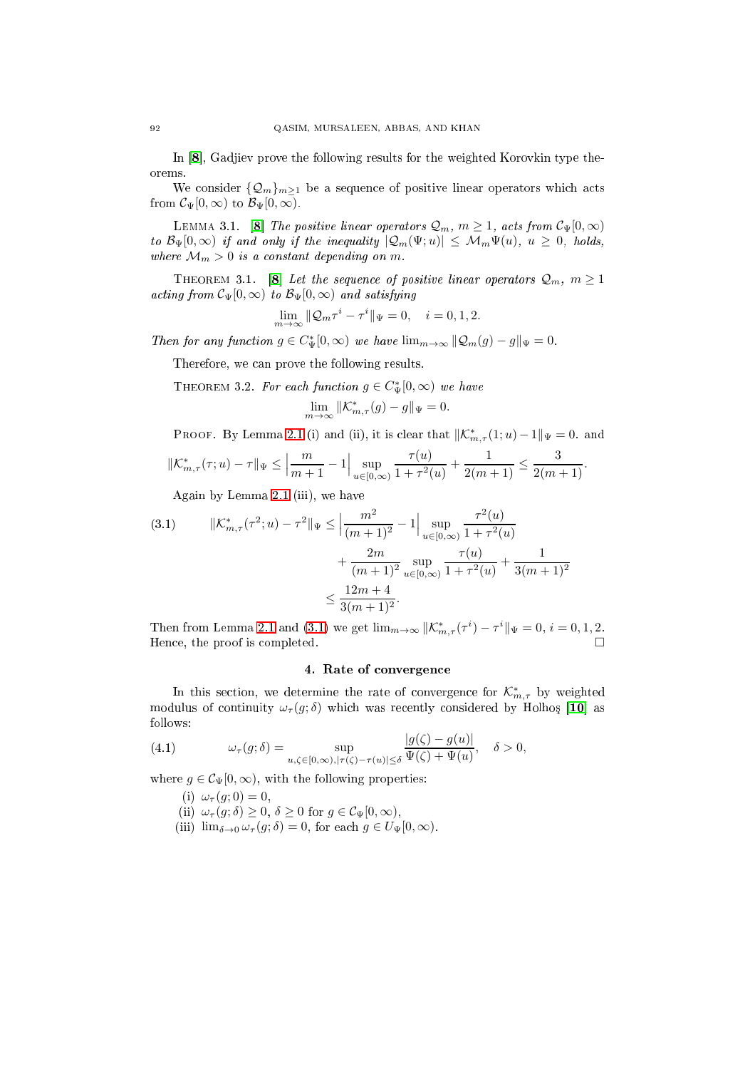In [8], Gadjiev prove the following results for the weighted Korovkin type theorems.

We consider $\{\mathcal{Q}_m\}_{m\geq 1}$ be a sequence of positive linear operators which acts from $\mathcal{C}_\Psi[0,\infty)$ to $\mathcal{B}_\Psi[0,\infty)$.

LEMMA 3.1. [8] *The positive linear operators $\mathcal{Q}_m$, $m \geq 1$, acts from $\mathcal{C}_\Psi[0,\infty)$ to $\mathcal{B}_\Psi[0,\infty)$ if and only if the inequality $|\mathcal{Q}_m(\Psi;u)| \leq \mathcal{M}_m\Psi(u)$, $u \geq 0$, holds, where $\mathcal{M}_m > 0$ is a constant depending on $m$.*

THEOREM 3.1. [8] *Let the sequence of positive linear operators $\mathcal{Q}_m$, $m \geq 1$ acting from $\mathcal{C}_\Psi[0,\infty)$ to $\mathcal{B}_\Psi[0,\infty)$ and satisfying*

$$\lim_{m\to\infty} \|\mathcal{Q}_m\tau^i - \tau^i\|_\Psi = 0, \quad i = 0,1,2.$$

*Then for any function $g \in C_\Psi^*[0,\infty)$ we have $\lim_{m\to\infty}\|\mathcal{Q}_m(g) - g\|_\Psi = 0$.*

Therefore, we can prove the following results.

THEOREM 3.2. *For each function $g \in C_\Psi^*[0,\infty)$ we have*

$$\lim_{m\to\infty} \|\mathcal{K}_{m,\tau}^*(g) - g\|_\Psi = 0.$$

PROOF. By Lemma 2.1 (i) and (ii), it is clear that $\|\mathcal{K}_{m,\tau}^*(1;u) - 1\|_\Psi = 0$. and

$$\|\mathcal{K}_{m,\tau}^*(\tau;u) - \tau\|_\Psi \leq \Big|\frac{m}{m+1} - 1\Big| \sup_{u\in[0,\infty)} \frac{\tau(u)}{1+\tau^2(u)} + \frac{1}{2(m+1)} \leq \frac{3}{2(m+1)}.$$

Again by Lemma 2.1 (iii), we have

$$\begin{aligned}
(3.1)\qquad \|\mathcal{K}_{m,\tau}^*(\tau^2;u) - \tau^2\|_\Psi &\leq \Big|\frac{m^2}{(m+1)^2} - 1\Big| \sup_{u\in[0,\infty)} \frac{\tau^2(u)}{1+\tau^2(u)} \\
&\quad + \frac{2m}{(m+1)^2} \sup_{u\in[0,\infty)} \frac{\tau(u)}{1+\tau^2(u)} + \frac{1}{3(m+1)^2} \\
&\leq \frac{12m+4}{3(m+1)^2}.
\end{aligned}$$

Then from Lemma 2.1 and (3.1) we get $\lim_{m\to\infty}\|\mathcal{K}_{m,\tau}^*(\tau^i) - \tau^i\|_\Psi = 0$, $i = 0,1,2$. Hence, the proof is completed. $\square$

## 4. Rate of convergence

In this section, we determine the rate of convergence for $\mathcal{K}_{m,\tau}^*$ by weighted modulus of continuity $\omega_\tau(g;\delta)$ which was recently considered by Holhoş [10] as follows:

$$(4.1)\qquad \omega_\tau(g;\delta) = \sup_{u,\zeta\in[0,\infty),|\tau(\zeta)-\tau(u)|\leq\delta} \frac{|g(\zeta) - g(u)|}{\Psi(\zeta) + \Psi(u)}, \quad \delta > 0,$$

where $g \in \mathcal{C}_\Psi[0,\infty)$, with the following properties:

(i) $\omega_\tau(g;0) = 0$,

(ii) $\omega_\tau(g;\delta) \geq 0$, $\delta \geq 0$ for $g \in \mathcal{C}_\Psi[0,\infty)$,

(iii) $\lim_{\delta\to 0}\omega_\tau(g;\delta) = 0$, for each $g \in U_\Psi[0,\infty)$.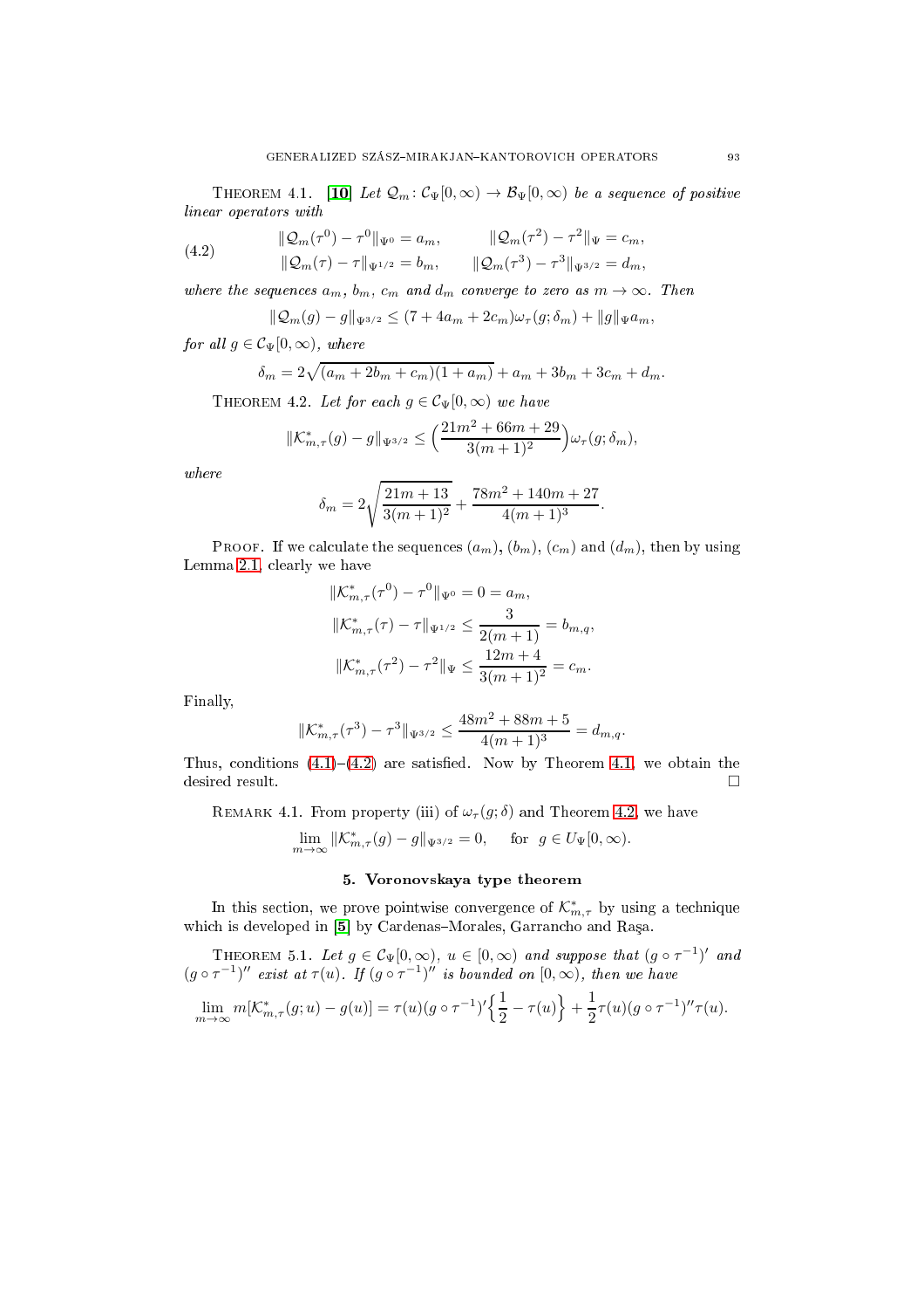**Theorem 4.1.** [10] *Let $\mathcal{Q}_m \colon \mathcal{C}_\Psi[0,\infty) \to \mathcal{B}_\Psi[0,\infty)$ be a sequence of positive linear operators with*

$$
\begin{aligned}
&\|\mathcal{Q}_m(\tau^0) - \tau^0\|_{\Psi^0} = a_m, \qquad &&\|\mathcal{Q}_m(\tau^2) - \tau^2\|_{\Psi} = c_m,\\
&\|\mathcal{Q}_m(\tau) - \tau\|_{\Psi^{1/2}} = b_m, \qquad &&\|\mathcal{Q}_m(\tau^3) - \tau^3\|_{\Psi^{3/2}} = d_m,
\end{aligned}
\tag{4.2}
$$

*where the sequences $a_m$, $b_m$, $c_m$ and $d_m$ converge to zero as $m \to \infty$. Then*

$$
\|\mathcal{Q}_m(g) - g\|_{\Psi^{3/2}} \leq (7 + 4a_m + 2c_m)\omega_\tau(g;\delta_m) + \|g\|_\Psi a_m,
$$

*for all $g \in \mathcal{C}_\Psi[0,\infty)$, where*

$$
\delta_m = 2\sqrt{(a_m + 2b_m + c_m)(1 + a_m)} + a_m + 3b_m + 3c_m + d_m.
$$

**Theorem 4.2.** *Let for each $g \in \mathcal{C}_\Psi[0,\infty)$ we have*

$$
\|\mathcal{K}^*_{m,\tau}(g) - g\|_{\Psi^{3/2}} \leq \Big(\frac{21m^2 + 66m + 29}{3(m+1)^2}\Big)\omega_\tau(g;\delta_m),
$$

*where*

$$
\delta_m = 2\sqrt{\frac{21m + 13}{3(m+1)^2}} + \frac{78m^2 + 140m + 27}{4(m+1)^3}.
$$

Proof. If we calculate the sequences $(a_m)$, $(b_m)$, $(c_m)$ and $(d_m)$, then by using Lemma 2.1, clearly we have

$$
\begin{aligned}
\|\mathcal{K}^*_{m,\tau}(\tau^0) - \tau^0\|_{\Psi^0} &= 0 = a_m,\\
\|\mathcal{K}^*_{m,\tau}(\tau) - \tau\|_{\Psi^{1/2}} &\leq \frac{3}{2(m+1)} = b_{m,q},\\
\|\mathcal{K}^*_{m,\tau}(\tau^2) - \tau^2\|_{\Psi} &\leq \frac{12m + 4}{3(m+1)^2} = c_m.
\end{aligned}
$$

Finally,

$$
\|\mathcal{K}^*_{m,\tau}(\tau^3) - \tau^3\|_{\Psi^{3/2}} \leq \frac{48m^2 + 88m + 5}{4(m+1)^3} = d_{m,q}.
$$

Thus, conditions (4.1)–(4.2) are satisfied. Now by Theorem 4.1, we obtain the desired result. $\square$

**Remark 4.1.** From property (iii) of $\omega_\tau(g;\delta)$ and Theorem 4.2, we have

$$
\lim_{m\to\infty} \|\mathcal{K}^*_{m,\tau}(g) - g\|_{\Psi^{3/2}} = 0, \quad \text{ for } \ g \in U_\Psi[0,\infty).
$$

## 5. Voronovskaya type theorem

In this section, we prove pointwise convergence of $\mathcal{K}^*_{m,\tau}$ by using a technique which is developed in [5] by Cardenas–Morales, Garrancho and Raşa.

**Theorem 5.1.** *Let $g \in \mathcal{C}_\Psi[0,\infty)$, $u \in [0,\infty)$ and suppose that $(g \circ \tau^{-1})'$ and $(g \circ \tau^{-1})''$ exist at $\tau(u)$. If $(g \circ \tau^{-1})''$ is bounded on $[0,\infty)$, then we have*

$$
\lim_{m\to\infty} m[\mathcal{K}^*_{m,\tau}(g;u) - g(u)] = \tau(u)(g\circ\tau^{-1})'\Big\{\frac{1}{2} - \tau(u)\Big\} + \frac{1}{2}\tau(u)(g\circ\tau^{-1})''\tau(u).
$$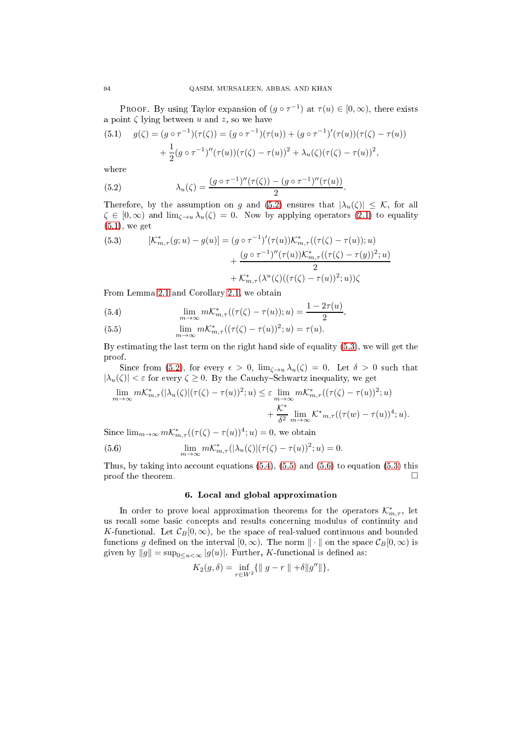Proof. By using Taylor expansion of $(g \circ \tau^{-1})$ at $\tau(u) \in [0, \infty)$, there exists a point $\zeta$ lying between $u$ and $z$, so we have

$$
\begin{aligned}
(5.1) \quad g(\zeta) = (g \circ \tau^{-1})(\tau(\zeta)) &= (g \circ \tau^{-1})(\tau(u)) + (g \circ \tau^{-1})'(\tau(u))(\tau(\zeta) - \tau(u)) \\
&+ \frac{1}{2}(g \circ \tau^{-1})''(\tau(u))(\tau(\zeta) - \tau(u))^2 + \lambda_u(\zeta)(\tau(\zeta) - \tau(u))^2,
\end{aligned}
$$

where

$$
\lambda_u(\zeta) = \frac{(g \circ \tau^{-1})''(\tau(\zeta)) - (g \circ \tau^{-1})''(\tau(u))}{2}. \tag{5.2}
$$

Therefore, by the assumption on $g$ and (5.2) ensures that $|\lambda_u(\zeta)| \leq \mathcal{K}$, for all $\zeta \in [0, \infty)$ and $\lim_{\zeta \to u} \lambda_u(\zeta) = 0$. Now by applying operators (2.1) to equality (5.1), we get

$$
\begin{aligned}
(5.3) \quad [\mathcal{K}^*_{m,\tau}(g; u) - g(u)] &= (g \circ \tau^{-1})'(\tau(u))\mathcal{K}^*_{m,\tau}((\tau(\zeta) - \tau(u)); u) \\
&+ \frac{(g \circ \tau^{-1})''(\tau(u))\mathcal{K}^*_{m,\tau}((\tau(\zeta) - \tau(y))^2; u)}{2} \\
&+ \mathcal{K}^*_{m,\tau}(\lambda^u(\zeta)((\tau(\zeta) - \tau(u))^2; u))\zeta
\end{aligned}
$$

From Lemma 2.1 and Corollary 2.1, we obtain

$$
\lim_{m \to \infty} m\mathcal{K}^*_{m,\tau}((\tau(\zeta) - \tau(u)); u) = \frac{1 - 2\tau(u)}{2}, \tag{5.4}
$$

$$
\lim_{m \to \infty} m\mathcal{K}^*_{m,\tau}((\tau(\zeta) - \tau(u))^2; u) = \tau(u). \tag{5.5}
$$

By estimating the last term on the right hand side of equality (5.3), we will get the proof.

Since from (5.2), for every $\epsilon > 0$, $\lim_{\zeta \to u} \lambda_u(\zeta) = 0$. Let $\delta > 0$ such that $|\lambda_u(\zeta)| < \varepsilon$ for every $\zeta \geq 0$. By the Cauchy–Schwartz inequality, we get

$$
\begin{aligned}
\lim_{m \to \infty} m\mathcal{K}^*_{m,\tau}(|\lambda_u(\zeta)|(\tau(\zeta) - \tau(u))^2; u) &\leq \varepsilon \lim_{m \to \infty} m\mathcal{K}^*_{m,\tau}((\tau(\zeta) - \tau(u))^2; u) \\
&+ \frac{\mathcal{K}^*}{\delta^2} \lim_{m \to \infty} \mathcal{K}^*{}_{m,\tau}((\tau(w) - \tau(u))^4; u).
\end{aligned}
$$

Since $\lim_{m \to \infty} m\mathcal{K}^*_{m,\tau}((\tau(\zeta) - \tau(u))^4; u) = 0$, we obtain

$$
\lim_{m \to \infty} m\mathcal{K}^*_{m,\tau}(|\lambda_u(\zeta)|(\tau(\zeta) - \tau(u))^2; u) = 0. \tag{5.6}
$$

Thus, by taking into account equations (5.4), (5.5) and (5.6) to equation (5.3) this proof the theorem. $\square$

## 6. Local and global approximation

In order to prove local approximation theorems for the operators $\mathcal{K}^*_{m,\tau}$, let us recall some basic concepts and results concerning modulus of continuity and $K$-functional. Let $\mathcal{C}_B[0, \infty)$, be the space of real-valued continuous and bounded functions $g$ defined on the interval $[0, \infty)$. The norm $\| \cdot \|$ on the space $\mathcal{C}_B[0, \infty)$ is given by $\|g\| = \sup_{0 \leq u < \infty} |g(u)|$. Further, $K$-functional is defined as:

$$
K_2(g, \delta) = \inf_{r \in W^2} \{\| g - r \| + \delta \|g''\|\},
$$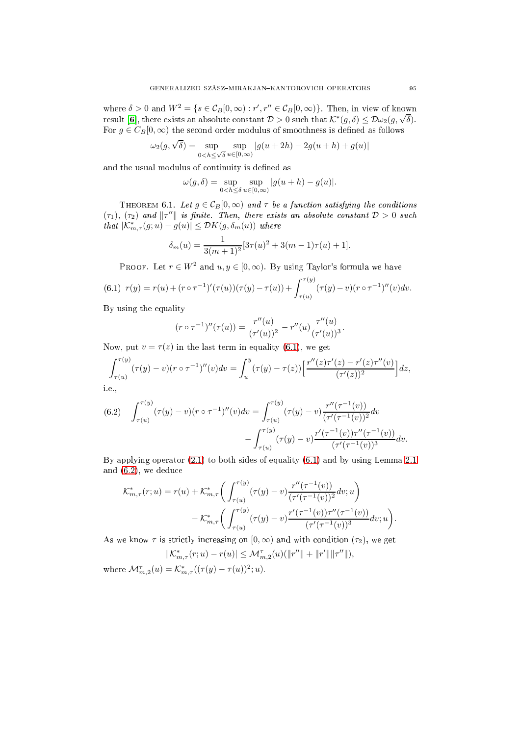where $\delta > 0$ and $W^2 = \{s \in \mathcal{C}_B[0,\infty) : r', r'' \in \mathcal{C}_B[0,\infty)\}$. Then, in view of known result [6], there exists an absolute constant $\mathcal{D} > 0$ such that $\mathcal{K}^*(g,\delta) \leq \mathcal{D}\omega_2(g,\sqrt{\delta})$. For $g \in C_B[0,\infty)$ the second order modulus of smoothness is defined as follows

$$\omega_2(g,\sqrt{\delta}) = \sup_{0<h\leq\sqrt{\delta}} \sup_{u\in[0,\infty)} |g(u+2h) - 2g(u+h) + g(u)|$$

and the usual modulus of continuity is defined as

$$\omega(g,\delta) = \sup_{0<h\leq\delta} \sup_{u\in[0,\infty)} |g(u+h) - g(u)|.$$

Theorem 6.1. *Let $g \in \mathcal{C}_B[0,\infty)$ and $\tau$ be a function satisfying the conditions $(\tau_1)$, $(\tau_2)$ and $\|\tau''\|$ is finite. Then, there exists an absolute constant $\mathcal{D} > 0$ such that $|\mathcal{K}^*_{m,\tau}(g;u) - g(u)| \leq \mathcal{D}K(g,\delta_m(u))$ where*

$$\delta_m(u) = \frac{1}{3(m+1)^2}[3\tau(u)^2 + 3(m-1)\tau(u) + 1].$$

Proof. Let $r \in W^2$ and $u, y \in [0,\infty)$. By using Taylor's formula we have

$$r(y) = r(u) + (r\circ\tau^{-1})'(\tau(u))(\tau(y)-\tau(u)) + \int_{\tau(u)}^{\tau(y)} (\tau(y)-v)(r\circ\tau^{-1})''(v)dv. \tag{6.1}$$

By using the equality

$$(r\circ\tau^{-1})''(\tau(u)) = \frac{r''(u)}{(\tau'(u))^2} - r''(u)\frac{\tau''(u)}{(\tau'(u))^3}.$$

Now, put $v = \tau(z)$ in the last term in equality (6.1), we get

$$\int_{\tau(u)}^{\tau(y)} (\tau(y)-v)(r\circ\tau^{-1})''(v)dv = \int_u^y (\tau(y)-\tau(z))\Big[\frac{r''(z)\tau'(z) - r'(z)\tau''(v)}{(\tau'(z))^2}\Big]dz,$$

i.e.,

$$\begin{aligned}\int_{\tau(u)}^{\tau(y)} (\tau(y)-v)(r\circ\tau^{-1})''(v)dv &= \int_{\tau(u)}^{\tau(y)} (\tau(y)-v)\frac{r''(\tau^{-1}(v))}{(\tau'(\tau^{-1}(v))^2}dv \\ &\quad - \int_{\tau(u)}^{\tau(y)} (\tau(y)-v)\frac{r'(\tau^{-1}(v))\tau''(\tau^{-1}(v))}{(\tau'(\tau^{-1}(v))^3}dv.\end{aligned} \tag{6.2}$$

By applying operator (2.1) to both sides of equality (6.1) and by using Lemma 2.1 and (6.2), we deduce

$$\begin{aligned}\mathcal{K}^*_{m,\tau}(r;u) = r(u) &+ \mathcal{K}^*_{m,\tau}\bigg(\int_{\tau(u)}^{\tau(y)} (\tau(y)-v)\frac{r''(\tau^{-1}(v))}{(\tau'(\tau^{-1}(v))^2}dv; u\bigg) \\ &- \mathcal{K}^*_{m,\tau}\bigg(\int_{\tau(u)}^{\tau(y)} (\tau(y)-v)\frac{r'(\tau^{-1}(v))\tau''(\tau^{-1}(v))}{(\tau'(\tau^{-1}(v))^3}dv; u\bigg).\end{aligned}$$

As we know $\tau$ is strictly increasing on $[0,\infty)$ and with condition $(\tau_2)$, we get

$$|\mathcal{K}^*_{m,\tau}(r;u) - r(u)| \leq \mathcal{M}^\tau_{m,2}(u)(\|r''\| + \|r'\|\|\tau''\|),$$

where $\mathcal{M}^\tau_{m,2}(u) = \mathcal{K}^*_{m,\tau}((\tau(y)-\tau(u))^2;u)$.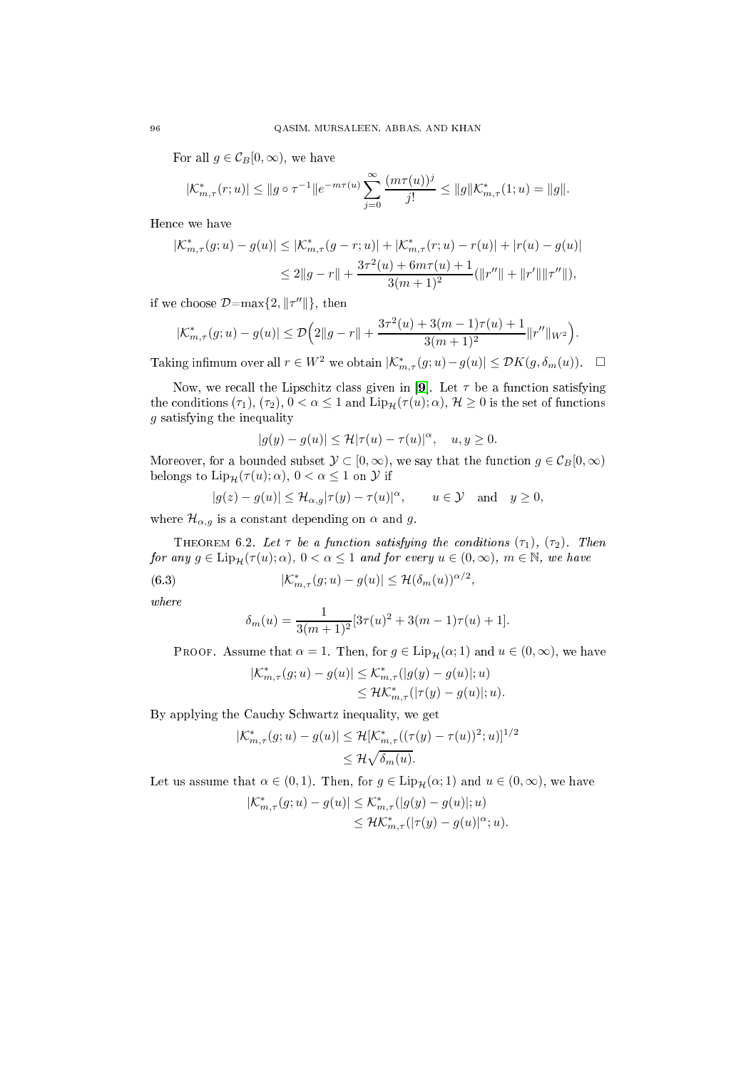For all $g \in \mathcal{C}_B[0,\infty)$, we have

$$|\mathcal{K}^*_{m,\tau}(r;u)| \leq \|g \circ \tau^{-1}\| e^{-m\tau(u)} \sum_{j=0}^{\infty} \frac{(m\tau(u))^j}{j!} \leq \|g\| \mathcal{K}^*_{m,\tau}(1;u) = \|g\|.$$

Hence we have

$$\begin{aligned}
|\mathcal{K}^*_{m,\tau}(g;u) - g(u)| &\leq |\mathcal{K}^*_{m,\tau}(g-r;u)| + |\mathcal{K}^*_{m,\tau}(r;u) - r(u)| + |r(u) - g(u)| \\
&\leq 2\|g-r\| + \frac{3\tau^2(u) + 6m\tau(u) + 1}{3(m+1)^2}(\|r''\| + \|r'\|\|\tau''\|),
\end{aligned}$$

if we choose $\mathcal{D}=\max\{2, \|\tau''\|\}$, then

$$|\mathcal{K}^*_{m,\tau}(g;u) - g(u)| \leq \mathcal{D}\Big(2\|g-r\| + \frac{3\tau^2(u) + 3(m-1)\tau(u) + 1}{3(m+1)^2}\|r''\|_{W^2}\Big).$$

Taking infimum over all $r \in W^2$ we obtain $|\mathcal{K}^*_{m,\tau}(g;u) - g(u)| \leq \mathcal{D}K(g, \delta_m(u))$. $\square$

Now, we recall the Lipschitz class given in [9]. Let $\tau$ be a function satisfying the conditions $(\tau_1)$, $(\tau_2)$, $0 < \alpha \leq 1$ and $\mathrm{Lip}_{\mathcal{H}}(\tau(u);\alpha)$, $\mathcal{H} \geq 0$ is the set of functions $g$ satisfying the inequality

$$|g(y) - g(u)| \leq \mathcal{H}|\tau(u) - \tau(u)|^{\alpha}, \quad u, y \geq 0.$$

Moreover, for a bounded subset $\mathcal{Y} \subset [0,\infty)$, we say that the function $g \in \mathcal{C}_B[0,\infty)$ belongs to $\mathrm{Lip}_{\mathcal{H}}(\tau(u);\alpha)$, $0 < \alpha \leq 1$ on $\mathcal{Y}$ if

$$|g(z) - g(u)| \leq \mathcal{H}_{\alpha,g}|\tau(y) - \tau(u)|^{\alpha}, \qquad u \in \mathcal{Y} \quad \text{and} \quad y \geq 0,$$

where $\mathcal{H}_{\alpha,g}$ is a constant depending on $\alpha$ and $g$.

Theorem 6.2. *Let $\tau$ be a function satisfying the conditions $(\tau_1)$, $(\tau_2)$. Then for any $g \in \mathrm{Lip}_{\mathcal{H}}(\tau(u);\alpha)$, $0 < \alpha \leq 1$ and for every $u \in (0,\infty)$, $m \in \mathbb{N}$, we have*

$$|\mathcal{K}^*_{m,\tau}(g;u) - g(u)| \leq \mathcal{H}(\delta_m(u))^{\alpha/2}, \tag{6.3}$$

*where*

$$\delta_m(u) = \frac{1}{3(m+1)^2}[3\tau(u)^2 + 3(m-1)\tau(u) + 1].$$

Proof. Assume that $\alpha = 1$. Then, for $g \in \mathrm{Lip}_{\mathcal{H}}(\alpha;1)$ and $u \in (0,\infty)$, we have

$$\begin{aligned}
|\mathcal{K}^*_{m,\tau}(g;u) - g(u)| &\leq \mathcal{K}^*_{m,\tau}(|g(y) - g(u)|;u) \\
&\leq \mathcal{H}\mathcal{K}^*_{m,\tau}(|\tau(y) - g(u)|;u).
\end{aligned}$$

By applying the Cauchy Schwartz inequality, we get

$$\begin{aligned}
|\mathcal{K}^*_{m,\tau}(g;u) - g(u)| &\leq \mathcal{H}[\mathcal{K}^*_{m,\tau}((\tau(y) - \tau(u))^2;u)]^{1/2} \\
&\leq \mathcal{H}\sqrt{\delta_m(u)}.
\end{aligned}$$

Let us assume that $\alpha \in (0,1)$. Then, for $g \in \mathrm{Lip}_{\mathcal{H}}(\alpha;1)$ and $u \in (0,\infty)$, we have

$$\begin{aligned}
|\mathcal{K}^*_{m,\tau}(g;u) - g(u)| &\leq \mathcal{K}^*_{m,\tau}(|g(y) - g(u)|;u) \\
&\leq \mathcal{H}\mathcal{K}^*_{m,\tau}(|\tau(y) - g(u)|^{\alpha};u).
\end{aligned}$$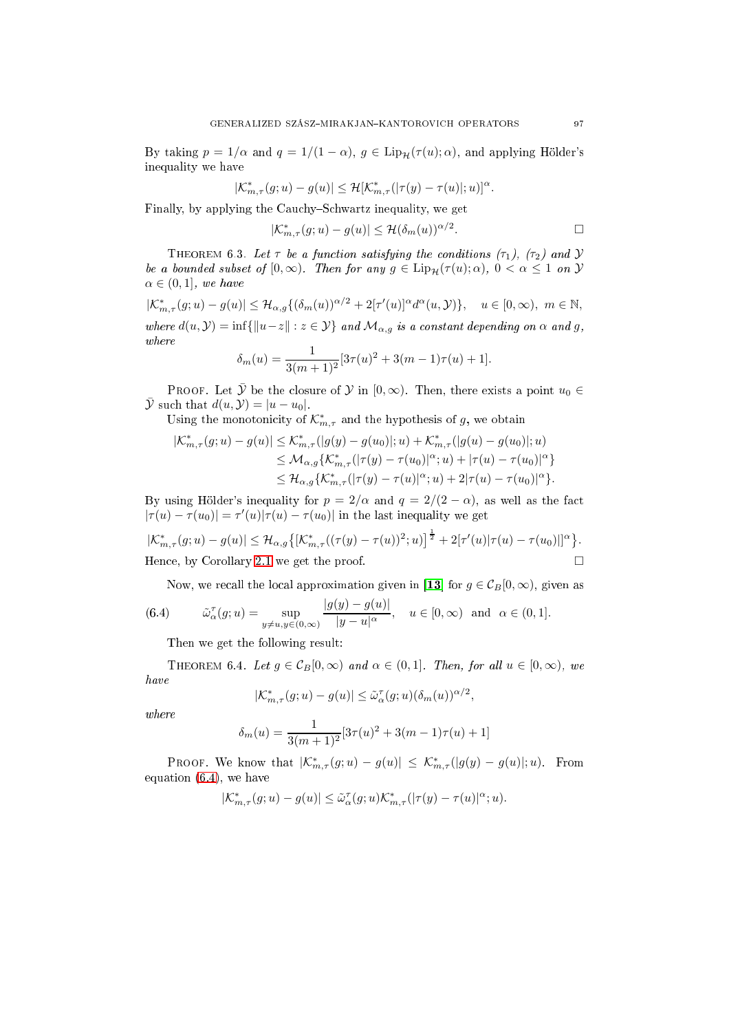By taking $p = 1/\alpha$ and $q = 1/(1-\alpha)$, $g \in \mathrm{Lip}_{\mathcal{H}}(\tau(u);\alpha)$, and applying Hölder's inequality we have

$$|\mathcal{K}^*_{m,\tau}(g;u) - g(u)| \leq \mathcal{H}[\mathcal{K}^*_{m,\tau}(|\tau(y) - \tau(u)|;u)]^{\alpha}.$$

Finally, by applying the Cauchy–Schwartz inequality, we get

$$|\mathcal{K}^*_{m,\tau}(g;u) - g(u)| \leq \mathcal{H}(\delta_m(u))^{\alpha/2}. \qquad \square$$

Theorem 6.3. *Let $\tau$ be a function satisfying the conditions $(\tau_1)$, $(\tau_2)$ and $\mathcal{Y}$ be a bounded subset of $[0,\infty)$. Then for any $g \in \mathrm{Lip}_{\mathcal{H}}(\tau(u);\alpha)$, $0 < \alpha \leq 1$ on $\mathcal{Y}$ $\alpha \in (0,1]$, we have*

$$|\mathcal{K}^*_{m,\tau}(g;u) - g(u)| \leq \mathcal{H}_{\alpha,g}\{(\delta_m(u))^{\alpha/2} + 2[\tau'(u)]^{\alpha} d^{\alpha}(u,\mathcal{Y})\}, \quad u \in [0,\infty),\ m \in \mathbb{N},$$

*where $d(u,\mathcal{Y}) = \inf\{\|u - z\| : z \in \mathcal{Y}\}$ and $\mathcal{M}_{\alpha,g}$ is a constant depending on $\alpha$ and $g$, where*

$$\delta_m(u) = \frac{1}{3(m+1)^2}[3\tau(u)^2 + 3(m-1)\tau(u) + 1].$$

Proof. Let $\bar{\mathcal{Y}}$ be the closure of $\mathcal{Y}$ in $[0,\infty)$. Then, there exists a point $u_0 \in \bar{\mathcal{Y}}$ such that $d(u,\mathcal{Y}) = |u - u_0|$.

Using the monotonicity of $\mathcal{K}^*_{m,\tau}$ and the hypothesis of $g$, we obtain

$$\begin{aligned}
|\mathcal{K}^*_{m,\tau}(g;u) - g(u)| &\leq \mathcal{K}^*_{m,\tau}(|g(y) - g(u_0)|;u) + \mathcal{K}^*_{m,\tau}(|g(u) - g(u_0)|;u)\\
&\leq \mathcal{M}_{\alpha,g}\{\mathcal{K}^*_{m,\tau}(|\tau(y) - \tau(u_0)|^{\alpha};u) + |\tau(u) - \tau(u_0)|^{\alpha}\}\\
&\leq \mathcal{H}_{\alpha,g}\{\mathcal{K}^*_{m,\tau}(|\tau(y) - \tau(u)|^{\alpha};u) + 2|\tau(u) - \tau(u_0)|^{\alpha}\}.
\end{aligned}$$

By using Hölder's inequality for $p = 2/\alpha$ and $q = 2/(2-\alpha)$, as well as the fact $|\tau(u) - \tau(u_0)| = \tau'(u)|\tau(u) - \tau(u_0)|$ in the last inequality we get

$$|\mathcal{K}^*_{m,\tau}(g;u) - g(u)| \leq \mathcal{H}_{\alpha,g}\big\{[\mathcal{K}^*_{m,\tau}((\tau(y) - \tau(u))^2;u)]^{\frac{1}{2}} + 2[\tau'(u)|\tau(u) - \tau(u_0)|]^{\alpha}\big\}.$$

Hence, by Corollary 2.1 we get the proof. $\square$

Now, we recall the local approximation given in [13] for $g \in \mathcal{C}_B[0,\infty)$, given as

$$\tilde{\omega}^{\tau}_{\alpha}(g;u) = \sup_{y \neq u, y \in (0,\infty)} \frac{|g(y) - g(u)|}{|y - u|^{\alpha}}, \quad u \in [0,\infty) \ \text{ and } \ \alpha \in (0,1]. \tag{6.4}$$

Then we get the following result:

Theorem 6.4. *Let $g \in \mathcal{C}_B[0,\infty)$ and $\alpha \in (0,1]$. Then, for all $u \in [0,\infty)$, we have*

$$|\mathcal{K}^*_{m,\tau}(g;u) - g(u)| \leq \tilde{\omega}^{\tau}_{\alpha}(g;u)(\delta_m(u))^{\alpha/2},$$

*where*

$$\delta_m(u) = \frac{1}{3(m+1)^2}[3\tau(u)^2 + 3(m-1)\tau(u) + 1]$$

Proof. We know that $|\mathcal{K}^*_{m,\tau}(g;u) - g(u)| \leq \mathcal{K}^*_{m,\tau}(|g(y) - g(u)|;u)$. From equation (6.4), we have

$$|\mathcal{K}^*_{m,\tau}(g;u) - g(u)| \leq \tilde{\omega}^{\tau}_{\alpha}(g;u)\mathcal{K}^*_{m,\tau}(|\tau(y) - \tau(u)|^{\alpha};u).$$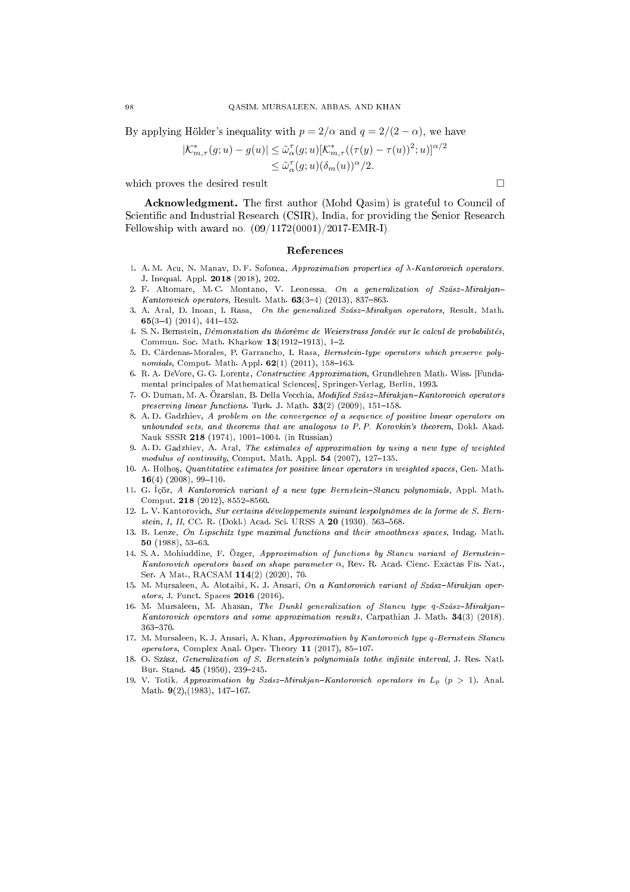By applying Hölder's inequality with $p = 2/\alpha$ and $q = 2/(2-\alpha)$, we have

$$
\begin{aligned}
|\mathcal{K}^*_{m,\tau}(g;u) - g(u)| &\leq \tilde{\omega}^\tau_\alpha(g;u)[\mathcal{K}^*_{m,\tau}((\tau(y)-\tau(u))^2;u)]^{\alpha/2} \\
&\leq \tilde{\omega}^\tau_\alpha(g;u)(\delta_m(u))^\alpha/2.
\end{aligned}
$$

which proves the desired result $\square$

**Acknowledgment.** The first author (Mohd Qasim) is grateful to Council of Scientific and Industrial Research (CSIR), India, for providing the Senior Research Fellowship with award no. (09/1172(0001)/2017-EMR-I).

## References

1. A. M. Acu, N. Manav, D. F. Sofonea, *Approximation properties of λ-Kantorovich operators*, J. Inequal. Appl. **2018** (2018), 202.
2. F. Altomare, M. C. Montano, V. Leonessa, *On a generalization of Szász–Mirakjan–Kantorovich operators*, Result. Math. **63**(3–4) (2013), 837–863.
3. A. Aral, D. Inoan, I. Rasa, *On the generalized Szász–Mirakyan operators*, Result. Math. **65**(3–4) (2014), 441–452.
4. S. N. Bernstein, *Démonstation du théorème de Weierstrass fondée sur le calcul de probabilités*, Commun. Soc. Math. Kharkow **13**(1912–1913), 1–2.
5. D. Cárdenas-Morales, P. Garrancho, I. Rasa, *Bernstein-type operators which preserve polynomials*, Comput. Math. Appl. **62**(1) (2011), 158–163.
6. R. A. DeVore, G. G. Lorentz, *Constructive Approximation*, Grundlehren Math. Wiss. [Fundamental principales of Mathematical Sciences], Springer-Verlag, Berlin, 1993.
7. O. Duman, M. A. Özarslan, B. Della Vecchia, *Modified Szász–Mirakjan–Kantorovich operators preserving linear functions*. Turk. J. Math. **33**(2) (2009), 151–158.
8. A. D. Gadzhiev, *A problem on the convergence of a sequence of positive linear operators on unbounded sets, and theorems that are analogous to P. P. Korovkin's theorem*, Dokl. Akad. Nauk SSSR **218** (1974), 1001–1004. (in Russian)
9. A. D. Gadzhiev, A. Aral, *The estimates of approximation by using a new type of weighted modulus of continuity*, Comput. Math. Appl. **54** (2007), 127–135.
10. A. Holhoş, *Quantitative estimates for positive linear operators in weighted spaces*, Gen. Math. **16**(4) (2008), 99–110.
11. G. İçöz, *A Kantorovich variant of a new type Bernstein–Stancu polynomials*, Appl. Math. Comput. **218** (2012), 8552–8560.
12. L. V. Kantorovich, *Sur certains développements suivant lespolynômes de la forme de S. Bernstein, I, II*, CC. R. (Dokl.) Acad. Sci. URSS A **20** (1930), 563–568.
13. B. Lenze, *On Lipschitz type maximal functions and their smoothness spaces*, Indag. Math. **50** (1988), 53–63.
14. S. A. Mohiuddine, F. Özger, *Approximation of functions by Stancu variant of Bernstein–Kantorovich operators based on shape parameter α*, Rev. R. Acad. Cienc. Exactas Fís. Nat., Ser. A Mat., RACSAM **114**(2) (2020), 70.
15. M. Mursaleen, A. Alotaibi, K. J. Ansari, *On a Kantorovich variant of Szász–Mirakjan operators*, J. Funct. Spaces **2016** (2016).
16. M. Mursaleen, M. Ahasan, *The Dunkl generalization of Stancu type q-Szász–Mirakjan–Kantorovich operators and some approximation results*, Carpathian J. Math. **34**(3) (2018), 363–370.
17. M. Mursaleen, K. J. Ansari, A. Khan, *Approximation by Kantorovich type q-Bernstein Stancu operators*, Complex Anal. Oper. Theory **11** (2017), 85–107.
18. O. Szász, *Generalization of S. Bernstein's polynomials tothe infinite interval*, J. Res. Natl. Bur. Stand. **45** (1950), 239–245.
19. V. Totik, *Approximation by Szász–Mirakjan–Kantorovich operators in $L_p$ $(p > 1)$*. Anal. Math. **9**(2),(1983), 147–167.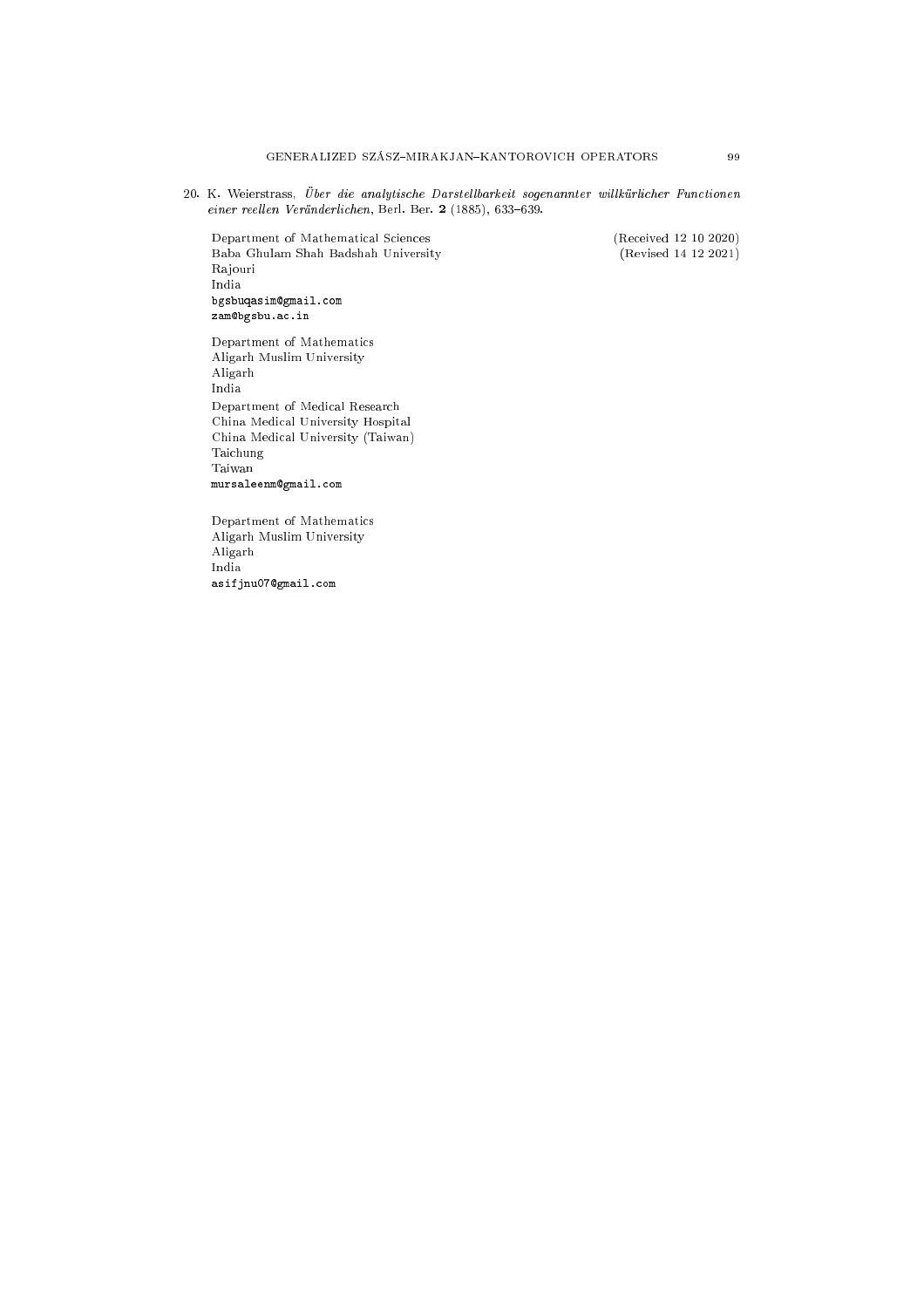20. K. Weierstrass, *Über die analytische Darstellbarkeit sogenannter willkürlicher Functionen einer reellen Veränderlichen*, Berl. Ber. **2** (1885), 633–639.

Department of Mathematical Sciences
Baba Ghulam Shah Badshah University
Rajouri
India
bgsbuqasim@gmail.com
zam@bgsbu.ac.in

(Received 12 10 2020)
(Revised 14 12 2021)

Department of Mathematics
Aligarh Muslim University
Aligarh
India

Department of Medical Research
China Medical University Hospital
China Medical University (Taiwan)
Taichung
Taiwan
mursaleenm@gmail.com

Department of Mathematics
Aligarh Muslim University
Aligarh
India
asifjnu07@gmail.com